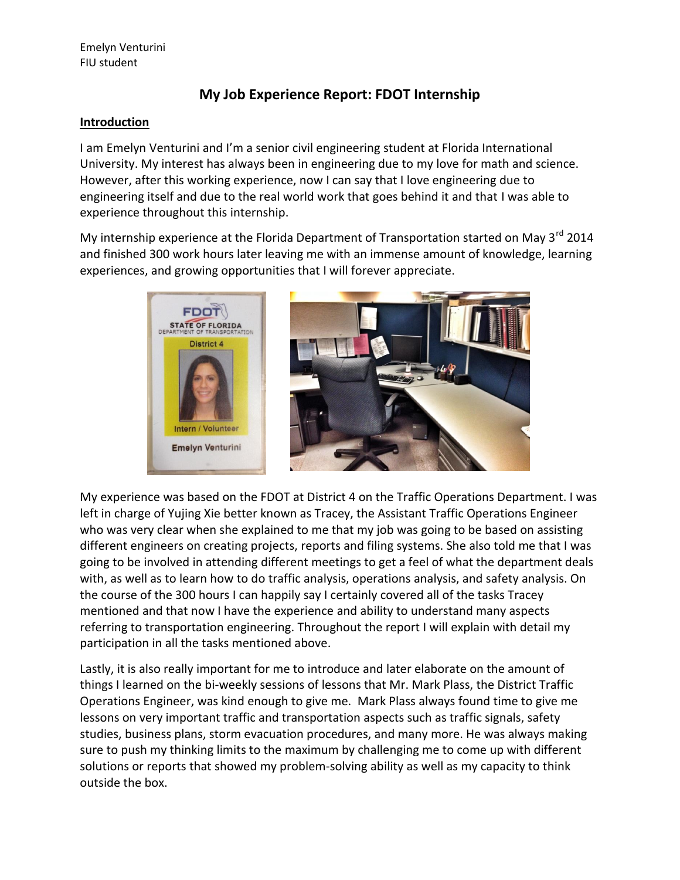Emelyn Venturini
FIU student

# My Job Experience Report: FDOT Internship

## Introduction

I am Emelyn Venturini and I'm a senior civil engineering student at Florida International University. My interest has always been in engineering due to my love for math and science. However, after this working experience, now I can say that I love engineering due to engineering itself and due to the real world work that goes behind it and that I was able to experience throughout this internship.

My internship experience at the Florida Department of Transportation started on May 3rd 2014 and finished 300 work hours later leaving me with an immense amount of knowledge, learning experiences, and growing opportunities that I will forever appreciate.

My experience was based on the FDOT at District 4 on the Traffic Operations Department. I was left in charge of Yujing Xie better known as Tracey, the Assistant Traffic Operations Engineer who was very clear when she explained to me that my job was going to be based on assisting different engineers on creating projects, reports and filing systems. She also told me that I was going to be involved in attending different meetings to get a feel of what the department deals with, as well as to learn how to do traffic analysis, operations analysis, and safety analysis. On the course of the 300 hours I can happily say I certainly covered all of the tasks Tracey mentioned and that now I have the experience and ability to understand many aspects referring to transportation engineering. Throughout the report I will explain with detail my participation in all the tasks mentioned above.

Lastly, it is also really important for me to introduce and later elaborate on the amount of things I learned on the bi-weekly sessions of lessons that Mr. Mark Plass, the District Traffic Operations Engineer, was kind enough to give me. Mark Plass always found time to give me lessons on very important traffic and transportation aspects such as traffic signals, safety studies, business plans, storm evacuation procedures, and many more. He was always making sure to push my thinking limits to the maximum by challenging me to come up with different solutions or reports that showed my problem-solving ability as well as my capacity to think outside the box.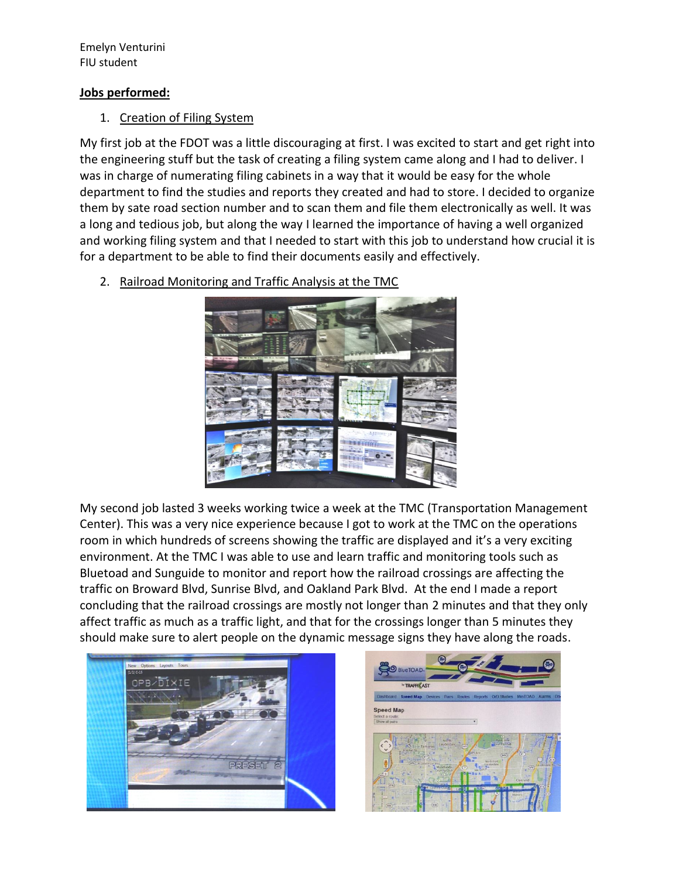Emelyn Venturini
FIU student

**Jobs performed:**

1. Creation of Filing System

My first job at the FDOT was a little discouraging at first. I was excited to start and get right into the engineering stuff but the task of creating a filing system came along and I had to deliver. I was in charge of numerating filing cabinets in a way that it would be easy for the whole department to find the studies and reports they created and had to store. I decided to organize them by sate road section number and to scan them and file them electronically as well. It was a long and tedious job, but along the way I learned the importance of having a well organized and working filing system and that I needed to start with this job to understand how crucial it is for a department to be able to find their documents easily and effectively.

2. Railroad Monitoring and Traffic Analysis at the TMC

My second job lasted 3 weeks working twice a week at the TMC (Transportation Management Center). This was a very nice experience because I got to work at the TMC on the operations room in which hundreds of screens showing the traffic are displayed and it's a very exciting environment. At the TMC I was able to use and learn traffic and monitoring tools such as Bluetoad and Sunguide to monitor and report how the railroad crossings are affecting the traffic on Broward Blvd, Sunrise Blvd, and Oakland Park Blvd. At the end I made a report concluding that the railroad crossings are mostly not longer than 2 minutes and that they only affect traffic as much as a traffic light, and that for the crossings longer than 5 minutes they should make sure to alert people on the dynamic message signs they have along the roads.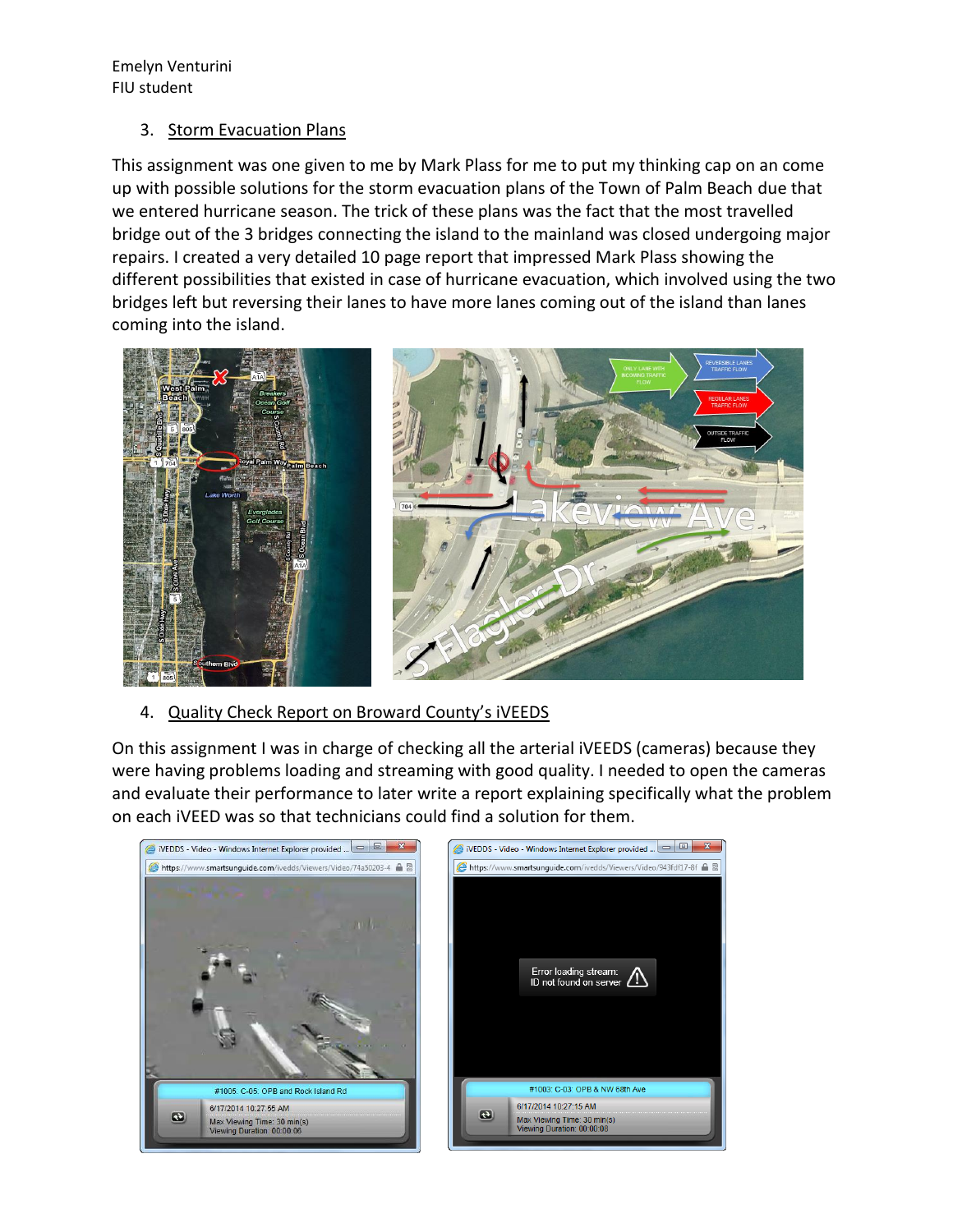Emelyn Venturini
FIU student

3. <u>Storm Evacuation Plans</u>

This assignment was one given to me by Mark Plass for me to put my thinking cap on an come up with possible solutions for the storm evacuation plans of the Town of Palm Beach due that we entered hurricane season. The trick of these plans was the fact that the most travelled bridge out of the 3 bridges connecting the island to the mainland was closed undergoing major repairs. I created a very detailed 10 page report that impressed Mark Plass showing the different possibilities that existed in case of hurricane evacuation, which involved using the two bridges left but reversing their lanes to have more lanes coming out of the island than lanes coming into the island.

4. <u>Quality Check Report on Broward County's iVEEDS</u>

On this assignment I was in charge of checking all the arterial iVEEDS (cameras) because they were having problems loading and streaming with good quality. I needed to open the cameras and evaluate their performance to later write a report explaining specifically what the problem on each iVEED was so that technicians could find a solution for them.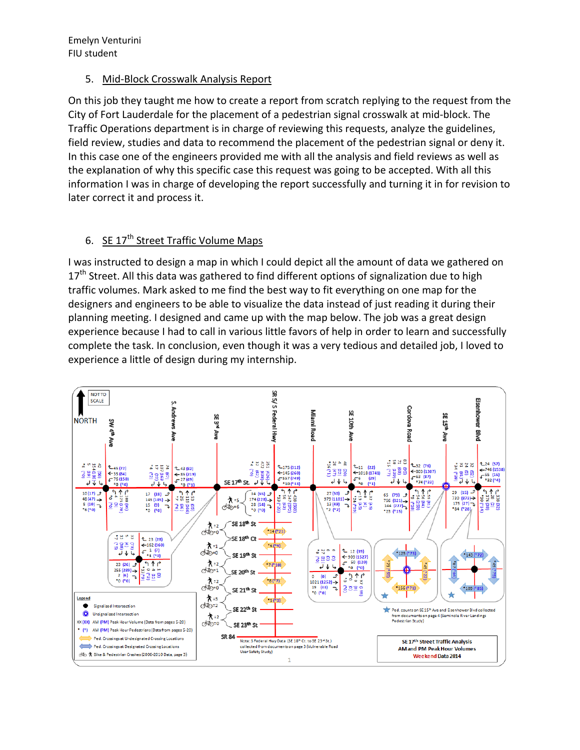Emelyn Venturini
FIU student

5. Mid-Block Crosswalk Analysis Report

On this job they taught me how to create a report from scratch replying to the request from the City of Fort Lauderdale for the placement of a pedestrian signal crosswalk at mid-block. The Traffic Operations department is in charge of reviewing this requests, analyze the guidelines, field review, studies and data to recommend the placement of the pedestrian signal or deny it. In this case one of the engineers provided me with all the analysis and field reviews as well as the explanation of why this specific case this request was going to be accepted. With all this information I was in charge of developing the report successfully and turning it in for revision to later correct it and process it.

6. SE 17th Street Traffic Volume Maps

I was instructed to design a map in which I could depict all the amount of data we gathered on 17th Street. All this data was gathered to find different options of signalization due to high traffic volumes. Mark asked to me find the best way to fit everything on one map for the designers and engineers to be able to visualize the data instead of just reading it during their planning meeting. I designed and came up with the map below. The job was a great design experience because I had to call in various little favors of help in order to learn and successfully complete the task. In conclusion, even though it was a very tedious and detailed job, I loved to experience a little of design during my internship.

NOT TO SCALE

NORTH

SE 17th Street Traffic Analysis
AM and PM Peak Hour Volumes
Weekend Data 2014

Legend
- Signalized Intersection
- Unsignalized Intersection
- XX (XX) AM (PM) Peak Hour Volume (Data from pages 5-20)
- * (*) AM (PM) Peak Hour Pedestrians (Data from pages 5-20)
- Ped. Crossings at Undesignated Crossing Locations
- Ped. Crossings at Designated Crossing Locations
- Bike & Pedestrian Crashes (2006-2010 Data, page 3)

Ped. counts on SE 15th Ave and Eisenhower Blvd collected from documents on page 4 (Seminole River Landings Pedestrian Study)

Note: S Federal Hwy Data (SE 18th Ct. to SE 23rd St.) collected from documents on page 3 (Vulnerable Road User Safety Study)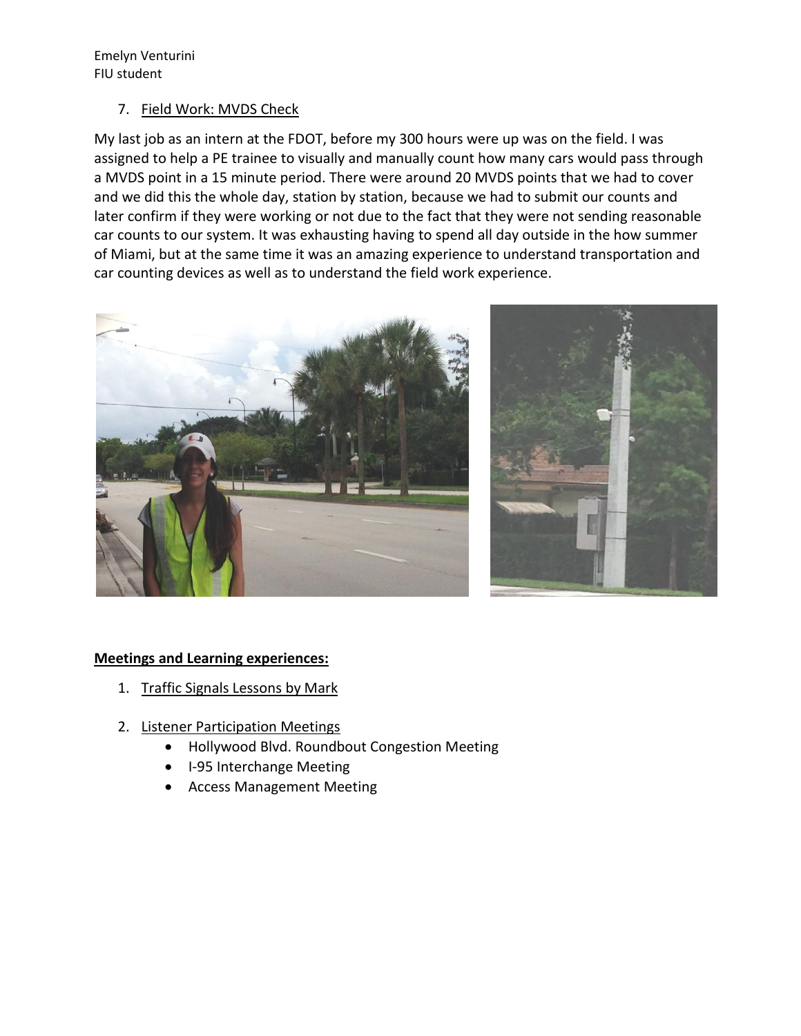Emelyn Venturini
FIU student

7. Field Work: MVDS Check

My last job as an intern at the FDOT, before my 300 hours were up was on the field. I was assigned to help a PE trainee to visually and manually count how many cars would pass through a MVDS point in a 15 minute period. There were around 20 MVDS points that we had to cover and we did this the whole day, station by station, because we had to submit our counts and later confirm if they were working or not due to the fact that they were not sending reasonable car counts to our system. It was exhausting having to spend all day outside in the how summer of Miami, but at the same time it was an amazing experience to understand transportation and car counting devices as well as to understand the field work experience.

**Meetings and Learning experiences:**

1. Traffic Signals Lessons by Mark
2. Listener Participation Meetings
    - Hollywood Blvd. Roundbout Congestion Meeting
    - I-95 Interchange Meeting
    - Access Management Meeting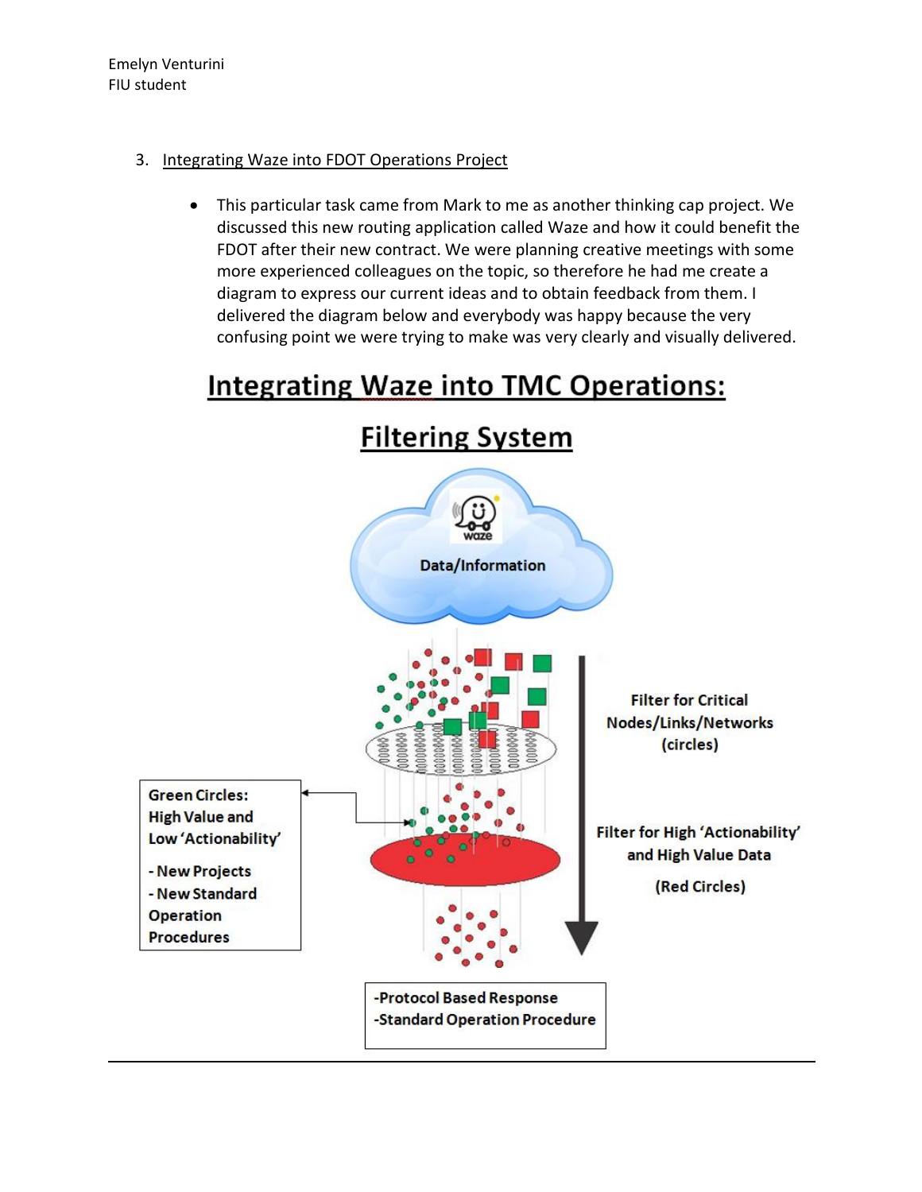Emelyn Venturini
FIU student

3. Integrating Waze into FDOT Operations Project

   - This particular task came from Mark to me as another thinking cap project. We discussed this new routing application called Waze and how it could benefit the FDOT after their new contract. We were planning creative meetings with some more experienced colleagues on the topic, so therefore he had me create a diagram to express our current ideas and to obtain feedback from them. I delivered the diagram below and everybody was happy because the very confusing point we were trying to make was very clearly and visually delivered.

## Integrating Waze into TMC Operations:

## Filtering System

Data/Information

Filter for Critical Nodes/Links/Networks (circles)

Filter for High 'Actionability' and High Value Data

(Red Circles)

**Green Circles:**
**High Value and Low 'Actionability'**

- New Projects
- New Standard Operation Procedures

-Protocol Based Response
-Standard Operation Procedure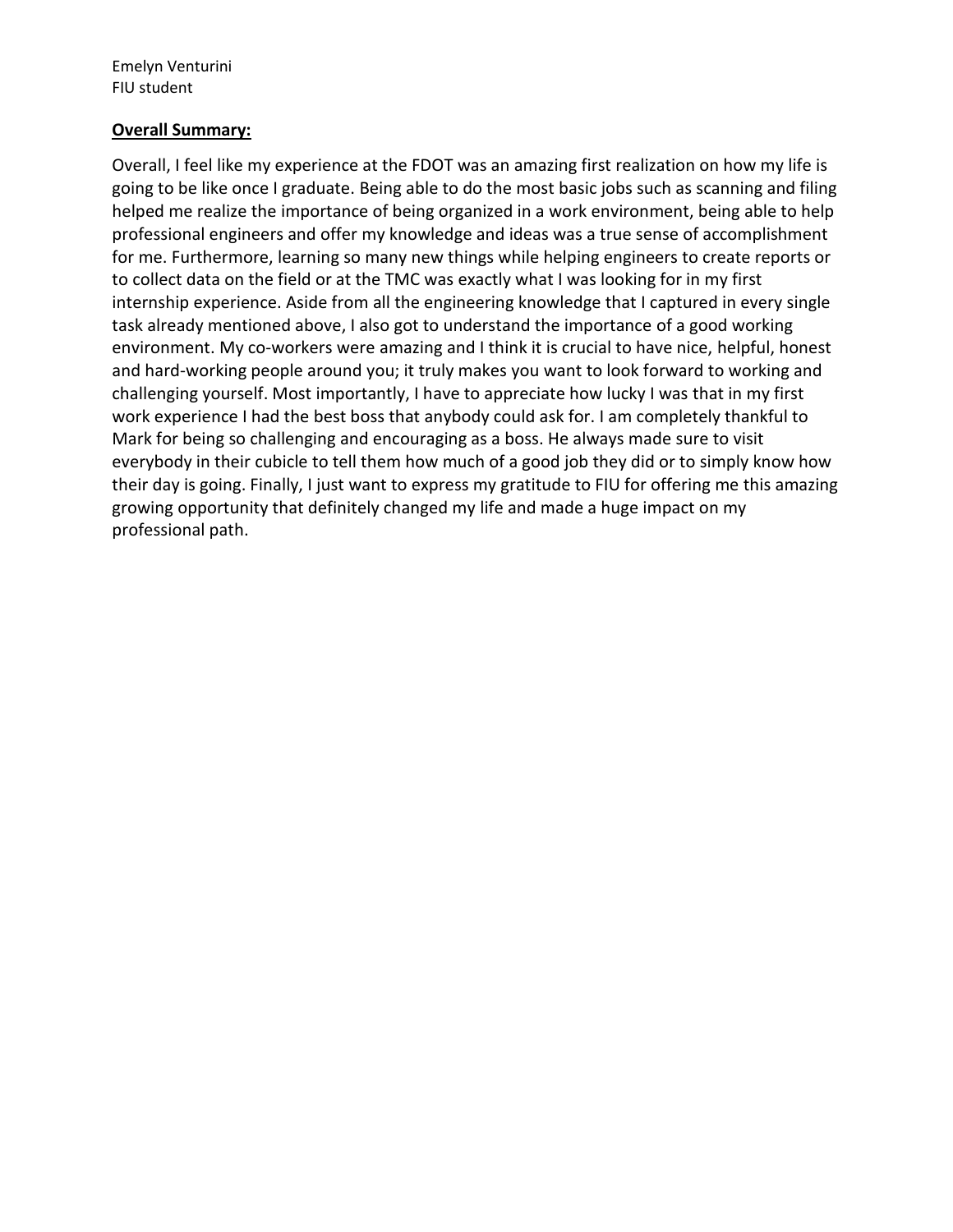Emelyn Venturini
FIU student

**Overall Summary:**

Overall, I feel like my experience at the FDOT was an amazing first realization on how my life is going to be like once I graduate. Being able to do the most basic jobs such as scanning and filing helped me realize the importance of being organized in a work environment, being able to help professional engineers and offer my knowledge and ideas was a true sense of accomplishment for me. Furthermore, learning so many new things while helping engineers to create reports or to collect data on the field or at the TMC was exactly what I was looking for in my first internship experience. Aside from all the engineering knowledge that I captured in every single task already mentioned above, I also got to understand the importance of a good working environment. My co-workers were amazing and I think it is crucial to have nice, helpful, honest and hard-working people around you; it truly makes you want to look forward to working and challenging yourself. Most importantly, I have to appreciate how lucky I was that in my first work experience I had the best boss that anybody could ask for. I am completely thankful to Mark for being so challenging and encouraging as a boss. He always made sure to visit everybody in their cubicle to tell them how much of a good job they did or to simply know how their day is going. Finally, I just want to express my gratitude to FIU for offering me this amazing growing opportunity that definitely changed my life and made a huge impact on my professional path.